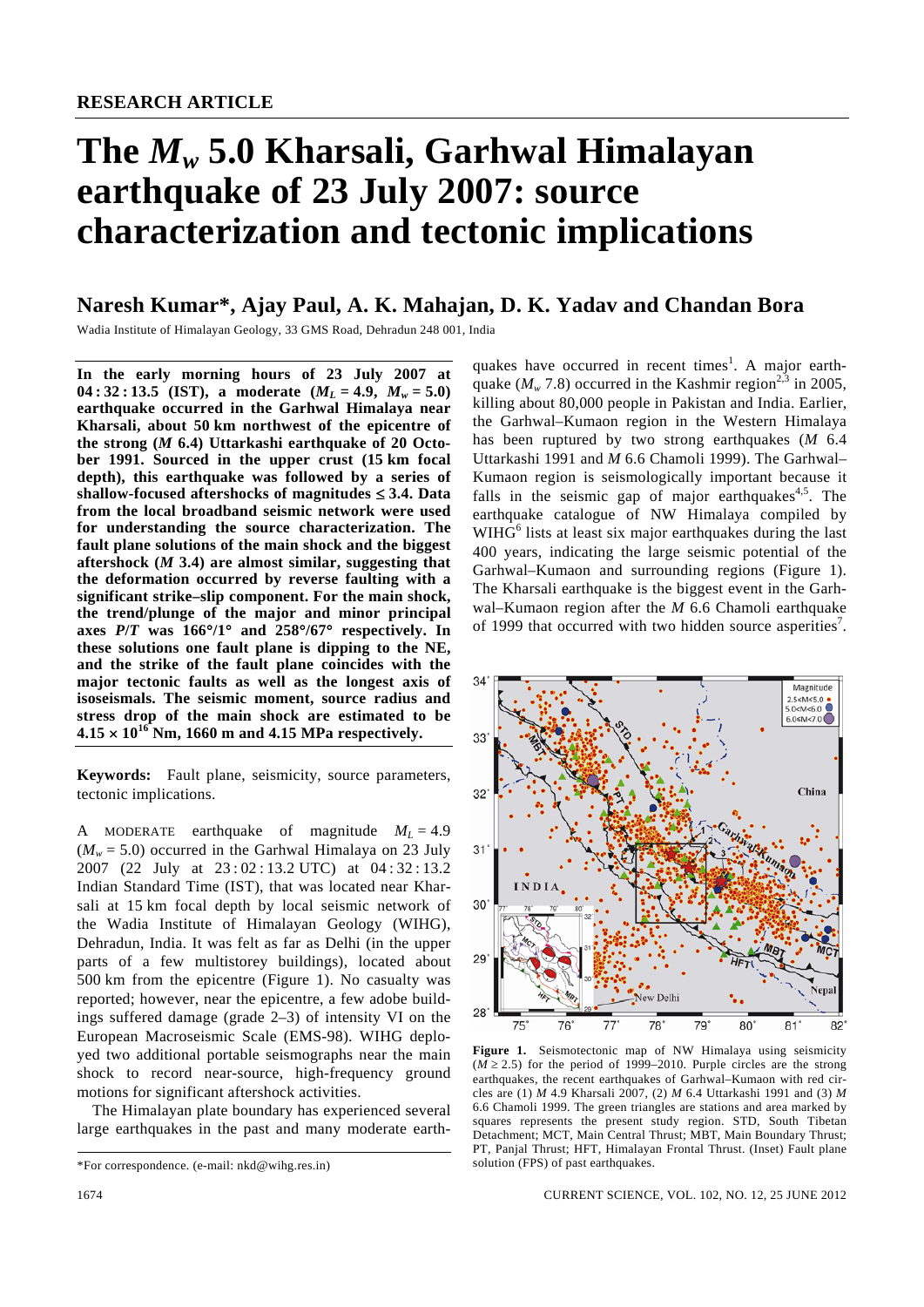RESEARCH ARTICLE

# The $M_w$ 5.0 Kharsali, Garhwal Himalayan earthquake of 23 July 2007: source characterization and tectonic implications

## Naresh Kumar*, Ajay Paul, A. K. Mahajan, D. K. Yadav and Chandan Bora

Wadia Institute of Himalayan Geology, 33 GMS Road, Dehradun 248 001, India

**In the early morning hours of 23 July 2007 at 04 : 32 : 13.5 (IST), a moderate ($M_L$ = 4.9, $M_w$ = 5.0) earthquake occurred in the Garhwal Himalaya near Kharsali, about 50 km northwest of the epicentre of the strong (*M* 6.4) Uttarkashi earthquake of 20 October 1991. Sourced in the upper crust (15 km focal depth), this earthquake was followed by a series of shallow-focused aftershocks of magnitudes ≤ 3.4. Data from the local broadband seismic network were used for understanding the source characterization. The fault plane solutions of the main shock and the biggest aftershock (*M* 3.4) are almost similar, suggesting that the deformation occurred by reverse faulting with a significant strike–slip component. For the main shock, the trend/plunge of the major and minor principal axes *P*/*T* was 166°/1° and 258°/67° respectively. In these solutions one fault plane is dipping to the NE, and the strike of the fault plane coincides with the major tectonic faults as well as the longest axis of isoseismals. The seismic moment, source radius and stress drop of the main shock are estimated to be $4.15 \times 10^{16}$ Nm, 1660 m and 4.15 MPa respectively.**

**Keywords:** Fault plane, seismicity, source parameters, tectonic implications.

A MODERATE earthquake of magnitude $M_L$ = 4.9 ($M_w$ = 5.0) occurred in the Garhwal Himalaya on 23 July 2007 (22 July at 23 : 02 : 13.2 UTC) at 04 : 32 : 13.2 Indian Standard Time (IST), that was located near Kharsali at 15 km focal depth by local seismic network of the Wadia Institute of Himalayan Geology (WIHG), Dehradun, India. It was felt as far as Delhi (in the upper parts of a few multistorey buildings), located about 500 km from the epicentre (Figure 1). No casualty was reported; however, near the epicentre, a few adobe buildings suffered damage (grade 2–3) of intensity VI on the European Macroseismic Scale (EMS-98). WIHG deployed two additional portable seismographs near the main shock to record near-source, high-frequency ground motions for significant aftershock activities.

The Himalayan plate boundary has experienced several large earthquakes in the past and many moderate earthquakes have occurred in recent times[1]. A major earthquake ($M_w$ 7.8) occurred in the Kashmir region[2,3] in 2005, killing about 80,000 people in Pakistan and India. Earlier, the Garhwal–Kumaon region in the Western Himalaya has been ruptured by two strong earthquakes (*M* 6.4 Uttarkashi 1991 and *M* 6.6 Chamoli 1999). The Garhwal–Kumaon region is seismologically important because it falls in the seismic gap of major earthquakes[4,5]. The earthquake catalogue of NW Himalaya compiled by WIHG[6] lists at least six major earthquakes during the last 400 years, indicating the large seismic potential of the Garhwal–Kumaon and surrounding regions (Figure 1). The Kharsali earthquake is the biggest event in the Garhwal–Kumaon region after the *M* 6.6 Chamoli earthquake of 1999 that occurred with two hidden source asperities[7].

**Figure 1.** Seismotectonic map of NW Himalaya using seismicity ($M \geq 2.5$) for the period of 1999–2010. Purple circles are the strong earthquakes, the recent earthquakes of Garhwal–Kumaon with red circles are (1) *M* 4.9 Kharsali 2007, (2) *M* 6.4 Uttarkashi 1991 and (3) *M* 6.6 Chamoli 1999. The green triangles are stations and area marked by squares represents the present study region. STD, South Tibetan Detachment; MCT, Main Central Thrust; MBT, Main Boundary Thrust; PT, Panjal Thrust; HFT, Himalayan Frontal Thrust. (Inset) Fault plane solution (FPS) of past earthquakes.

*For correspondence. (e-mail: nkd@wihg.res.in)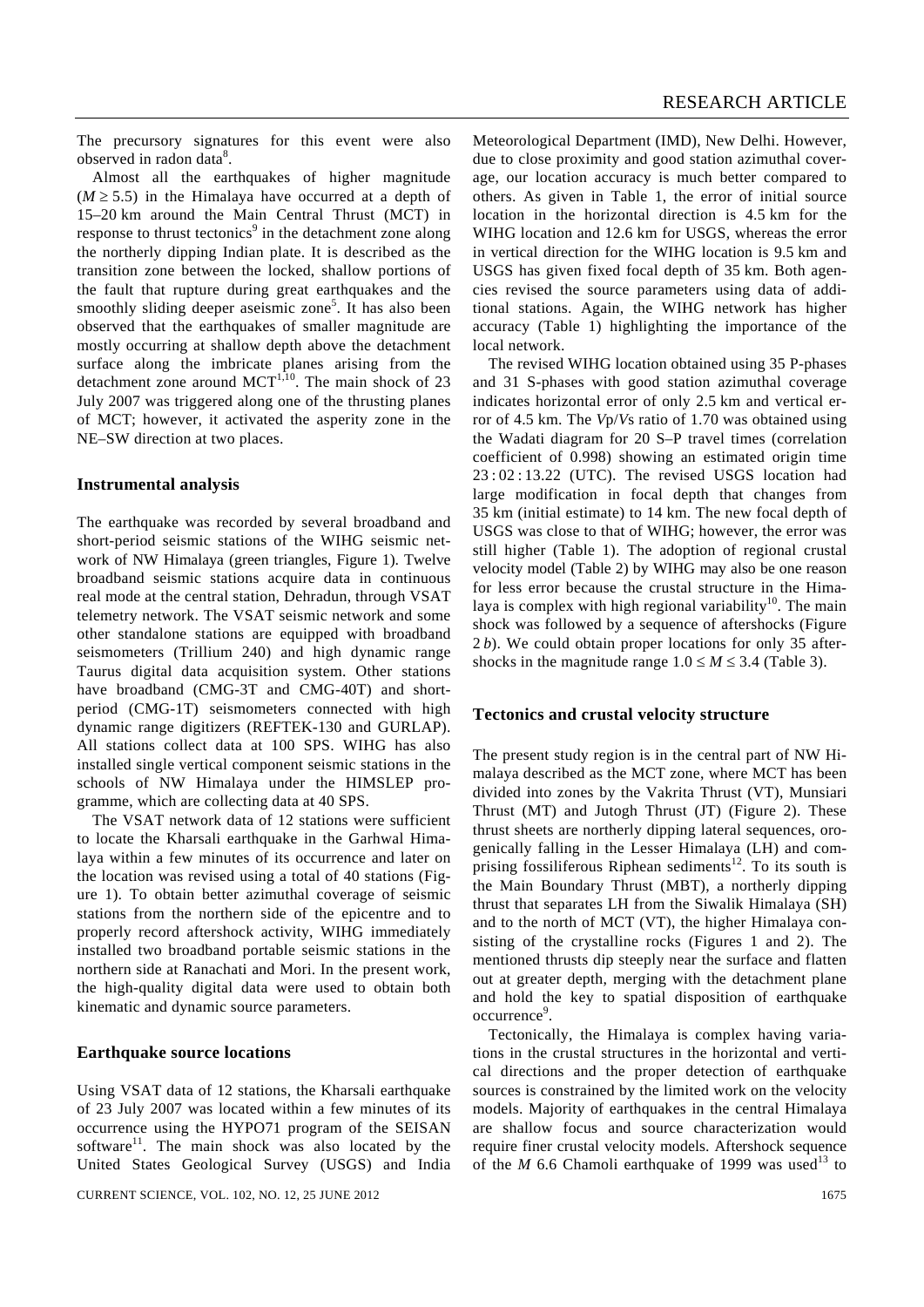The precursory signatures for this event were also observed in radon data[8].

Almost all the earthquakes of higher magnitude ($M \geq 5.5$) in the Himalaya have occurred at a depth of 15–20 km around the Main Central Thrust (MCT) in response to thrust tectonics[9] in the detachment zone along the northerly dipping Indian plate. It is described as the transition zone between the locked, shallow portions of the fault that rupture during great earthquakes and the smoothly sliding deeper aseismic zone[5]. It has also been observed that the earthquakes of smaller magnitude are mostly occurring at shallow depth above the detachment surface along the imbricate planes arising from the detachment zone around MCT[1,10]. The main shock of 23 July 2007 was triggered along one of the thrusting planes of MCT; however, it activated the asperity zone in the NE–SW direction at two places.

## Instrumental analysis

The earthquake was recorded by several broadband and short-period seismic stations of the WIHG seismic network of NW Himalaya (green triangles, Figure 1). Twelve broadband seismic stations acquire data in continuous real mode at the central station, Dehradun, through VSAT telemetry network. The VSAT seismic network and some other standalone stations are equipped with broadband seismometers (Trillium 240) and high dynamic range Taurus digital data acquisition system. Other stations have broadband (CMG-3T and CMG-40T) and short-period (CMG-1T) seismometers connected with high dynamic range digitizers (REFTEK-130 and GURLAP). All stations collect data at 100 SPS. WIHG has also installed single vertical component seismic stations in the schools of NW Himalaya under the HIMSLEP programme, which are collecting data at 40 SPS.

The VSAT network data of 12 stations were sufficient to locate the Kharsali earthquake in the Garhwal Himalaya within a few minutes of its occurrence and later on the location was revised using a total of 40 stations (Figure 1). To obtain better azimuthal coverage of seismic stations from the northern side of the epicentre and to properly record aftershock activity, WIHG immediately installed two broadband portable seismic stations in the northern side at Ranachati and Mori. In the present work, the high-quality digital data were used to obtain both kinematic and dynamic source parameters.

## Earthquake source locations

Using VSAT data of 12 stations, the Kharsali earthquake of 23 July 2007 was located within a few minutes of its occurrence using the HYPO71 program of the SEISAN software[11]. The main shock was also located by the United States Geological Survey (USGS) and India Meteorological Department (IMD), New Delhi. However, due to close proximity and good station azimuthal coverage, our location accuracy is much better compared to others. As given in Table 1, the error of initial source location in the horizontal direction is 4.5 km for the WIHG location and 12.6 km for USGS, whereas the error in vertical direction for the WIHG location is 9.5 km and USGS has given fixed focal depth of 35 km. Both agencies revised the source parameters using data of additional stations. Again, the WIHG network has higher accuracy (Table 1) highlighting the importance of the local network.

The revised WIHG location obtained using 35 P-phases and 31 S-phases with good station azimuthal coverage indicates horizontal error of only 2.5 km and vertical error of 4.5 km. The $Vp/Vs$ ratio of 1.70 was obtained using the Wadati diagram for 20 S–P travel times (correlation coefficient of 0.998) showing an estimated origin time 23 : 02 : 13.22 (UTC). The revised USGS location had large modification in focal depth that changes from 35 km (initial estimate) to 14 km. The new focal depth of USGS was close to that of WIHG; however, the error was still higher (Table 1). The adoption of regional crustal velocity model (Table 2) by WIHG may also be one reason for less error because the crustal structure in the Himalaya is complex with high regional variability[10]. The main shock was followed by a sequence of aftershocks (Figure 2 *b*). We could obtain proper locations for only 35 aftershocks in the magnitude range $1.0 \leq M \leq 3.4$ (Table 3).

## Tectonics and crustal velocity structure

The present study region is in the central part of NW Himalaya described as the MCT zone, where MCT has been divided into zones by the Vakrita Thrust (VT), Munsiari Thrust (MT) and Jutogh Thrust (JT) (Figure 2). These thrust sheets are northerly dipping lateral sequences, orogenically falling in the Lesser Himalaya (LH) and comprising fossiliferous Riphean sediments[12]. To its south is the Main Boundary Thrust (MBT), a northerly dipping thrust that separates LH from the Siwalik Himalaya (SH) and to the north of MCT (VT), the higher Himalaya consisting of the crystalline rocks (Figures 1 and 2). The mentioned thrusts dip steeply near the surface and flatten out at greater depth, merging with the detachment plane and hold the key to spatial disposition of earthquake occurrence[9].

Tectonically, the Himalaya is complex having variations in the crustal structures in the horizontal and vertical directions and the proper detection of earthquake sources is constrained by the limited work on the velocity models. Majority of earthquakes in the central Himalaya are shallow focus and source characterization would require finer crustal velocity models. Aftershock sequence of the $M$ 6.6 Chamoli earthquake of 1999 was used[13] to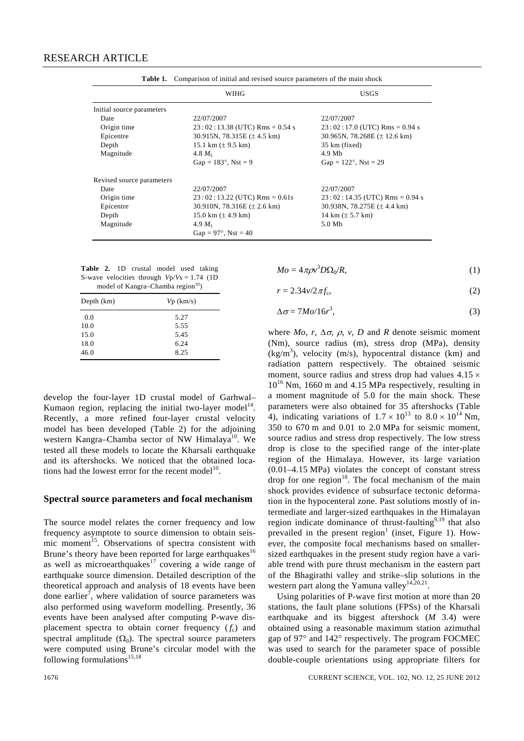**Table 1.** Comparison of initial and revised source parameters of the main shock

| | WIHG | USGS |
|---|---|---|
| Initial source parameters | | |
| Date | 22/07/2007 | 22/07/2007 |
| Origin time | 23 : 02 : 13.38 (UTC) Rms = 0.54 s | 23 : 02 : 17.0 (UTC) Rms = 0.94 s |
| Epicentre | 30.915N, 78.315E (± 4.5 km) | 30.965N, 78.268E (± 12.6 km) |
| Depth | 15.1 km (± 9.5 km) | 35 km (fixed) |
| Magnitude | 4.8 $M_L$ | 4.9 Mb |
| | Gap = 183°, Nst = 9 | Gap = 122°, Nst = 29 |
| Revised source parameters | | |
| Date | 22/07/2007 | 22/07/2007 |
| Origin time | 23 : 02 : 13.22 (UTC) Rms = 0.61s | 23 : 02 : 14.35 (UTC) Rms = 0.94 s |
| Epicentre | 30.910N, 78.316E (± 2.6 km) | 30.938N, 78.275E (± 4.4 km) |
| Depth | 15.0 km (± 4.9 km) | 14 km (± 5.7 km) |
| Magnitude | 4.9 $M_L$ | 5.0 Mb |
| | Gap = 97°, Nst = 40 | |

**Table 2.** 1D crustal model used taking S-wave velocities through $Vp/Vs = 1.74$ (1D model of Kangra–Chamba region[10])

| Depth (km) | $Vp$ (km/s) |
|---|---|
| 0.0 | 5.27 |
| 10.0 | 5.55 |
| 15.0 | 5.45 |
| 18.0 | 6.24 |
| 46.0 | 8.25 |

develop the four-layer 1D crustal model of Garhwal–Kumaon region, replacing the initial two-layer model[14]. Recently, a more refined four-layer crustal velocity model has been developed (Table 2) for the adjoining western Kangra–Chamba sector of NW Himalaya[10]. We tested all these models to locate the Kharsali earthquake and its aftershocks. We noticed that the obtained locations had the lowest error for the recent model[10].

## Spectral source parameters and focal mechanism

The source model relates the corner frequency and low frequency asymptote to source dimension to obtain seismic moment[15]. Observations of spectra consistent with Brune's theory have been reported for large earthquakes[16] as well as microearthquakes[17] covering a wide range of earthquake source dimension. Detailed description of the theoretical approach and analysis of 18 events have been done earlier[7], where validation of source parameters was also performed using waveform modelling. Presently, 36 events have been analysed after computing P-wave displacement spectra to obtain corner frequency ($f_c$) and spectral amplitude ($\Omega_0$). The spectral source parameters were computed using Brune's circular model with the following formulations[15,18]

$$Mo = 4\pi\rho v^3 D\Omega_0/R, \tag{1}$$

$$r = 2.34v/2\pi f_c, \tag{2}$$

$$\Delta\sigma = 7Mo/16r^3, \tag{3}$$

where $Mo$, $r$, $\Delta\sigma$, $\rho$, $v$, $D$ and $R$ denote seismic moment (Nm), source radius (m), stress drop (MPa), density (kg/m$^3$), velocity (m/s), hypocentral distance (km) and radiation pattern respectively. The obtained seismic moment, source radius and stress drop had values $4.15 \times 10^{16}$ Nm, 1660 m and 4.15 MPa respectively, resulting in a moment magnitude of 5.0 for the main shock. These parameters were also obtained for 35 aftershocks (Table 4), indicating variations of $1.7 \times 10^{13}$ to $8.0 \times 10^{14}$ Nm, 350 to 670 m and 0.01 to 2.0 MPa for seismic moment, source radius and stress drop respectively. The low stress drop is close to the specified range of the inter-plate region of the Himalaya. However, its large variation (0.01–4.15 MPa) violates the concept of constant stress drop for one region[18]. The focal mechanism of the main shock provides evidence of subsurface tectonic deformation in the hypocentral zone. Past solutions mostly of intermediate and larger-sized earthquakes in the Himalayan region indicate dominance of thrust-faulting[9,19] that also prevailed in the present region[1] (inset, Figure 1). However, the composite focal mechanisms based on smaller-sized earthquakes in the present study region have a variable trend with pure thrust mechanism in the eastern part of the Bhagirathi valley and strike–slip solutions in the western part along the Yamuna valley[14,20,21].

Using polarities of P-wave first motion at more than 20 stations, the fault plane solutions (FPSs) of the Kharsali earthquake and its biggest aftershock ($M$ 3.4) were obtained using a reasonable maximum station azimuthal gap of 97° and 142° respectively. The program FOCMEC was used to search for the parameter space of possible double-couple orientations using appropriate filters for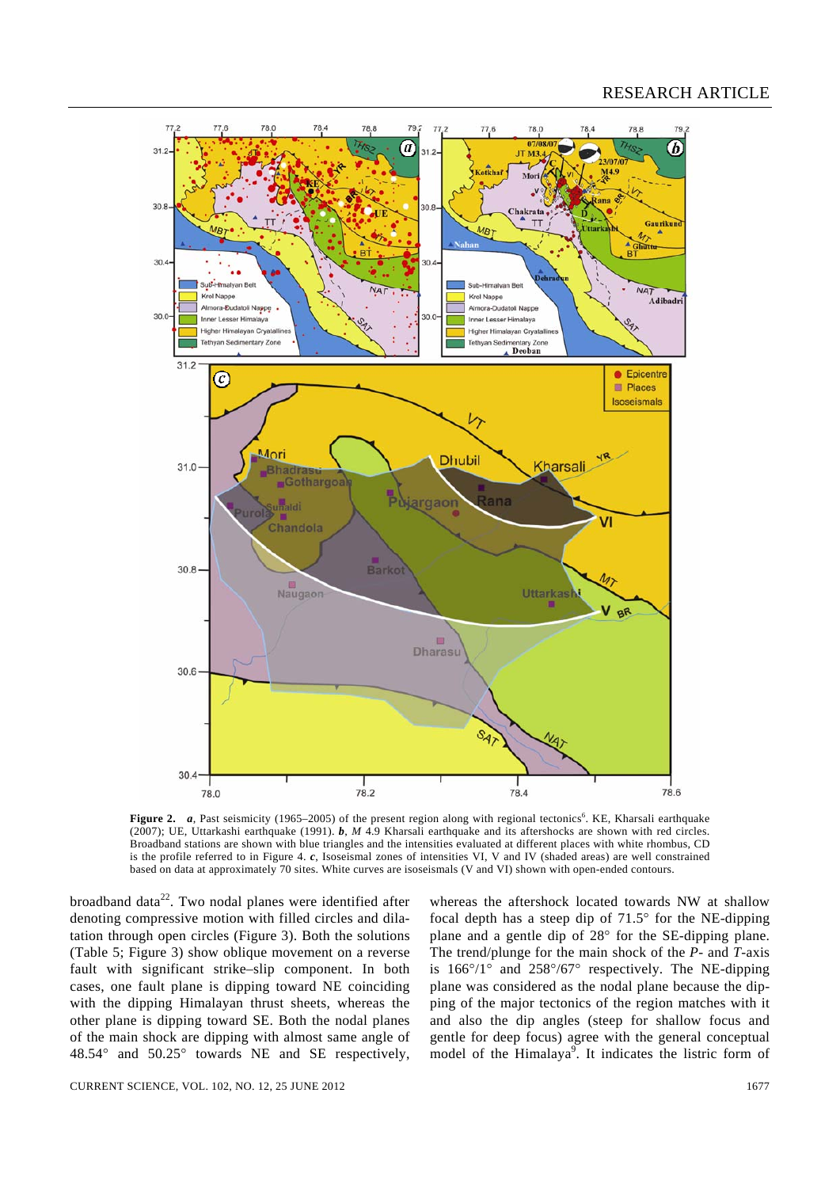**Figure 2.** ***a***, Past seismicity (1965–2005) of the present region along with regional tectonics[6]. KE, Kharsali earthquake (2007); UE, Uttarkashi earthquake (1991). ***b***, *M* 4.9 Kharsali earthquake and its aftershocks are shown with red circles. Broadband stations are shown with blue triangles and the intensities evaluated at different places with white rhombus, CD is the profile referred to in Figure 4. ***c***, Isoseismal zones of intensities VI, V and IV (shaded areas) are well constrained based on data at approximately 70 sites. White curves are isoseismals (V and VI) shown with open-ended contours.

broadband data[22]. Two nodal planes were identified after denoting compressive motion with filled circles and dilatation through open circles (Figure 3). Both the solutions (Table 5; Figure 3) show oblique movement on a reverse fault with significant strike–slip component. In both cases, one fault plane is dipping toward NE coinciding with the dipping Himalayan thrust sheets, whereas the other plane is dipping toward SE. Both the nodal planes of the main shock are dipping with almost same angle of 48.54° and 50.25° towards NE and SE respectively, whereas the aftershock located towards NW at shallow focal depth has a steep dip of 71.5° for the NE-dipping plane and a gentle dip of 28° for the SE-dipping plane. The trend/plunge for the main shock of the *P*- and *T*-axis is 166°/1° and 258°/67° respectively. The NE-dipping plane was considered as the nodal plane because the dipping of the major tectonics of the region matches with it and also the dip angles (steep for shallow focus and gentle for deep focus) agree with the general conceptual model of the Himalaya[9]. It indicates the listric form of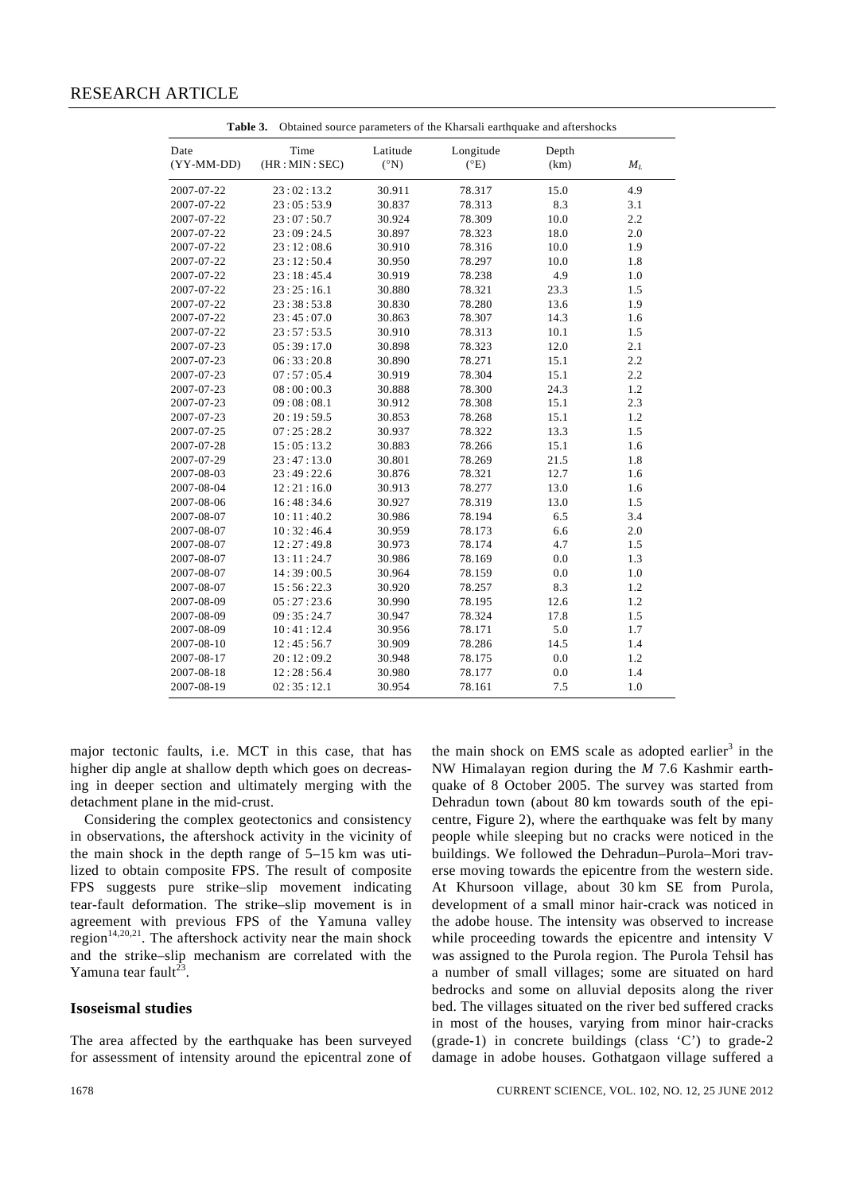**Table 3.** Obtained source parameters of the Kharsali earthquake and aftershocks

| Date (YY-MM-DD) | Time (HR : MIN : SEC) | Latitude (°N) | Longitude (°E) | Depth (km) | $M_L$ |
|---|---|---|---|---|---|
| 2007-07-22 | 23 : 02 : 13.2 | 30.911 | 78.317 | 15.0 | 4.9 |
| 2007-07-22 | 23 : 05 : 53.9 | 30.837 | 78.313 | 8.3 | 3.1 |
| 2007-07-22 | 23 : 07 : 50.7 | 30.924 | 78.309 | 10.0 | 2.2 |
| 2007-07-22 | 23 : 09 : 24.5 | 30.897 | 78.323 | 18.0 | 2.0 |
| 2007-07-22 | 23 : 12 : 08.6 | 30.910 | 78.316 | 10.0 | 1.9 |
| 2007-07-22 | 23 : 12 : 50.4 | 30.950 | 78.297 | 10.0 | 1.8 |
| 2007-07-22 | 23 : 18 : 45.4 | 30.919 | 78.238 | 4.9 | 1.0 |
| 2007-07-22 | 23 : 25 : 16.1 | 30.880 | 78.321 | 23.3 | 1.5 |
| 2007-07-22 | 23 : 38 : 53.8 | 30.830 | 78.280 | 13.6 | 1.9 |
| 2007-07-22 | 23 : 45 : 07.0 | 30.863 | 78.307 | 14.3 | 1.6 |
| 2007-07-22 | 23 : 57 : 53.5 | 30.910 | 78.313 | 10.1 | 1.5 |
| 2007-07-23 | 05 : 39 : 17.0 | 30.898 | 78.323 | 12.0 | 2.1 |
| 2007-07-23 | 06 : 33 : 20.8 | 30.890 | 78.271 | 15.1 | 2.2 |
| 2007-07-23 | 07 : 57 : 05.4 | 30.919 | 78.304 | 15.1 | 2.2 |
| 2007-07-23 | 08 : 00 : 00.3 | 30.888 | 78.300 | 24.3 | 1.2 |
| 2007-07-23 | 09 : 08 : 08.1 | 30.912 | 78.308 | 15.1 | 2.3 |
| 2007-07-23 | 20 : 19 : 59.5 | 30.853 | 78.268 | 15.1 | 1.2 |
| 2007-07-25 | 07 : 25 : 28.2 | 30.937 | 78.322 | 13.3 | 1.5 |
| 2007-07-28 | 15 : 05 : 13.2 | 30.883 | 78.266 | 15.1 | 1.6 |
| 2007-07-29 | 23 : 47 : 13.0 | 30.801 | 78.269 | 21.5 | 1.8 |
| 2007-08-03 | 23 : 49 : 22.6 | 30.876 | 78.321 | 12.7 | 1.6 |
| 2007-08-04 | 12 : 21 : 16.0 | 30.913 | 78.277 | 13.0 | 1.6 |
| 2007-08-06 | 16 : 48 : 34.6 | 30.927 | 78.319 | 13.0 | 1.5 |
| 2007-08-07 | 10 : 11 : 40.2 | 30.986 | 78.194 | 6.5 | 3.4 |
| 2007-08-07 | 10 : 32 : 46.4 | 30.959 | 78.173 | 6.6 | 2.0 |
| 2007-08-07 | 12 : 27 : 49.8 | 30.973 | 78.174 | 4.7 | 1.5 |
| 2007-08-07 | 13 : 11 : 24.7 | 30.986 | 78.169 | 0.0 | 1.3 |
| 2007-08-07 | 14 : 39 : 00.5 | 30.964 | 78.159 | 0.0 | 1.0 |
| 2007-08-07 | 15 : 56 : 22.3 | 30.920 | 78.257 | 8.3 | 1.2 |
| 2007-08-09 | 05 : 27 : 23.6 | 30.990 | 78.195 | 12.6 | 1.2 |
| 2007-08-09 | 09 : 35 : 24.7 | 30.947 | 78.324 | 17.8 | 1.5 |
| 2007-08-09 | 10 : 41 : 12.4 | 30.956 | 78.171 | 5.0 | 1.7 |
| 2007-08-10 | 12 : 45 : 56.7 | 30.909 | 78.286 | 14.5 | 1.4 |
| 2007-08-17 | 20 : 12 : 09.2 | 30.948 | 78.175 | 0.0 | 1.2 |
| 2007-08-18 | 12 : 28 : 56.4 | 30.980 | 78.177 | 0.0 | 1.4 |
| 2007-08-19 | 02 : 35 : 12.1 | 30.954 | 78.161 | 7.5 | 1.0 |

major tectonic faults, i.e. MCT in this case, that has higher dip angle at shallow depth which goes on decreasing in deeper section and ultimately merging with the detachment plane in the mid-crust.

Considering the complex geotectonics and consistency in observations, the aftershock activity in the vicinity of the main shock in the depth range of 5–15 km was utilized to obtain composite FPS. The result of composite FPS suggests pure strike–slip movement indicating tear-fault deformation. The strike–slip movement is in agreement with previous FPS of the Yamuna valley region[14,20,21]. The aftershock activity near the main shock and the strike–slip mechanism are correlated with the Yamuna tear fault[23].

## Isoseismal studies

The area affected by the earthquake has been surveyed for assessment of intensity around the epicentral zone of the main shock on EMS scale as adopted earlier[3] in the NW Himalayan region during the *M* 7.6 Kashmir earthquake of 8 October 2005. The survey was started from Dehradun town (about 80 km towards south of the epicentre, Figure 2), where the earthquake was felt by many people while sleeping but no cracks were noticed in the buildings. We followed the Dehradun–Purola–Mori traverse moving towards the epicentre from the western side. At Khursoon village, about 30 km SE from Purola, development of a small minor hair-crack was noticed in the adobe house. The intensity was observed to increase while proceeding towards the epicentre and intensity V was assigned to the Purola region. The Purola Tehsil has a number of small villages; some are situated on hard bedrocks and some on alluvial deposits along the river bed. The villages situated on the river bed suffered cracks in most of the houses, varying from minor hair-cracks (grade-1) in concrete buildings (class 'C') to grade-2 damage in adobe houses. Gothatgaon village suffered a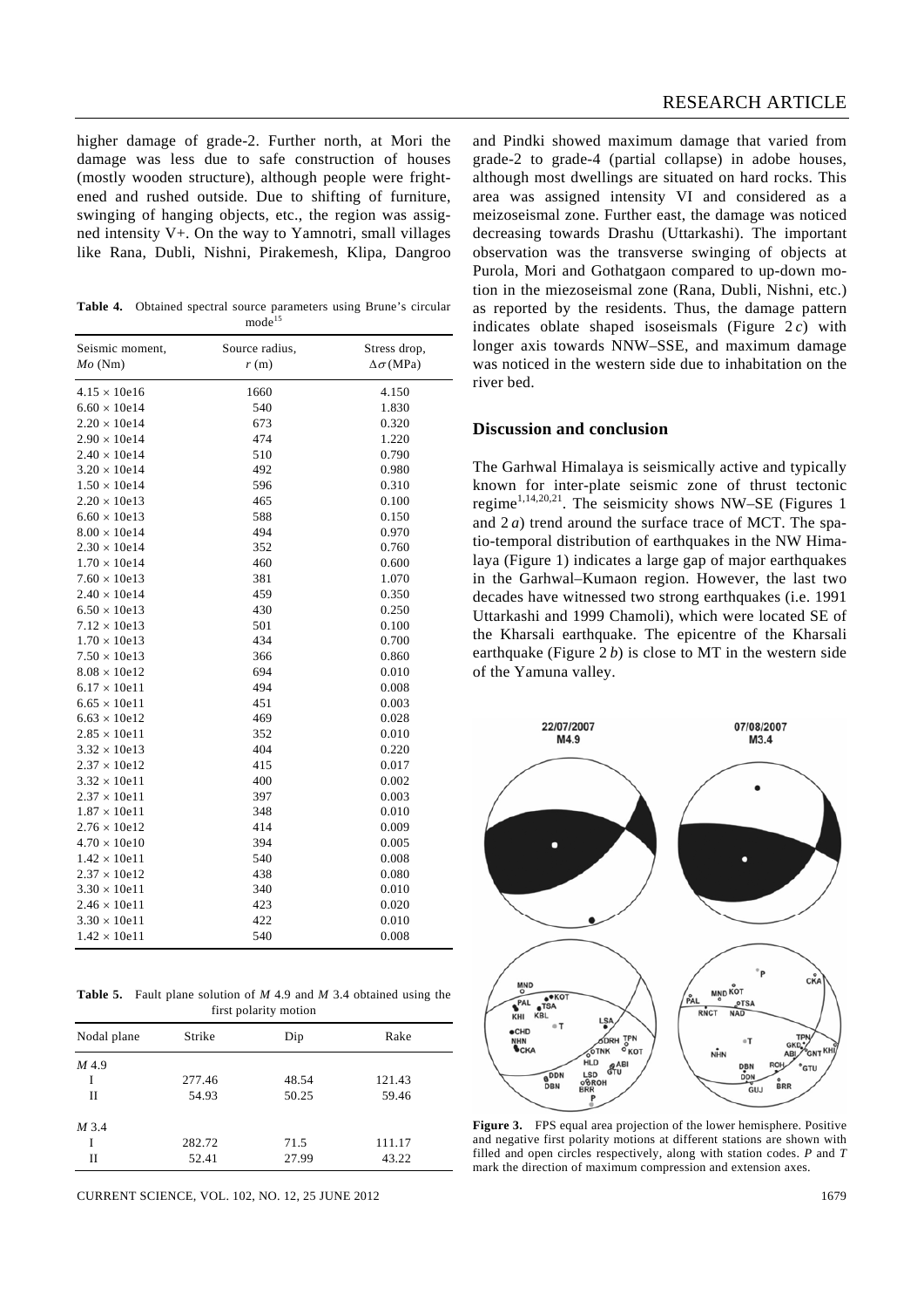higher damage of grade-2. Further north, at Mori the damage was less due to safe construction of houses (mostly wooden structure), although people were frightened and rushed outside. Due to shifting of furniture, swinging of hanging objects, etc., the region was assigned intensity V+. On the way to Yamnotri, small villages like Rana, Dubli, Nishni, Pirakemesh, Klipa, Dangroo

**Table 4.** Obtained spectral source parameters using Brune's circular mode[15]

| Seismic moment, $Mo$ (Nm) | Source radius, $r$ (m) | Stress drop, $\Delta\sigma$ (MPa) |
|---|---|---|
| 4.15 × 10e16 | 1660 | 4.150 |
| 6.60 × 10e14 | 540 | 1.830 |
| 2.20 × 10e14 | 673 | 0.320 |
| 2.90 × 10e14 | 474 | 1.220 |
| 2.40 × 10e14 | 510 | 0.790 |
| 3.20 × 10e14 | 492 | 0.980 |
| 1.50 × 10e14 | 596 | 0.310 |
| 2.20 × 10e13 | 465 | 0.100 |
| 6.60 × 10e13 | 588 | 0.150 |
| 8.00 × 10e14 | 494 | 0.970 |
| 2.30 × 10e14 | 352 | 0.760 |
| 1.70 × 10e14 | 460 | 0.600 |
| 7.60 × 10e13 | 381 | 1.070 |
| 2.40 × 10e14 | 459 | 0.350 |
| 6.50 × 10e13 | 430 | 0.250 |
| 7.12 × 10e13 | 501 | 0.100 |
| 1.70 × 10e13 | 434 | 0.700 |
| 7.50 × 10e13 | 366 | 0.860 |
| 8.08 × 10e12 | 694 | 0.010 |
| 6.17 × 10e11 | 494 | 0.008 |
| 6.65 × 10e11 | 451 | 0.003 |
| 6.63 × 10e12 | 469 | 0.028 |
| 2.85 × 10e11 | 352 | 0.010 |
| 3.32 × 10e13 | 404 | 0.220 |
| 2.37 × 10e12 | 415 | 0.017 |
| 3.32 × 10e11 | 400 | 0.002 |
| 2.37 × 10e11 | 397 | 0.003 |
| 1.87 × 10e11 | 348 | 0.010 |
| 2.76 × 10e12 | 414 | 0.009 |
| 4.70 × 10e10 | 394 | 0.005 |
| 1.42 × 10e11 | 540 | 0.008 |
| 2.37 × 10e12 | 438 | 0.080 |
| 3.30 × 10e11 | 340 | 0.010 |
| 2.46 × 10e11 | 423 | 0.020 |
| 3.30 × 10e11 | 422 | 0.010 |
| 1.42 × 10e11 | 540 | 0.008 |

**Table 5.** Fault plane solution of $M$ 4.9 and $M$ 3.4 obtained using the first polarity motion

| Nodal plane | Strike | Dip | Rake |
|---|---|---|---|
| $M$ 4.9 | | | |
| I | 277.46 | 48.54 | 121.43 |
| II | 54.93 | 50.25 | 59.46 |
| $M$ 3.4 | | | |
| I | 282.72 | 71.5 | 111.17 |
| II | 52.41 | 27.99 | 43.22 |

and Pindki showed maximum damage that varied from grade-2 to grade-4 (partial collapse) in adobe houses, although most dwellings are situated on hard rocks. This area was assigned intensity VI and considered as a meizoseismal zone. Further east, the damage was noticed decreasing towards Drashu (Uttarkashi). The important observation was the transverse swinging of objects at Purola, Mori and Gothatgaon compared to up-down motion in the miezoseismal zone (Rana, Dubli, Nishni, etc.) as reported by the residents. Thus, the damage pattern indicates oblate shaped isoseismals (Figure 2 *c*) with longer axis towards NNW–SSE, and maximum damage was noticed in the western side due to inhabitation on the river bed.

## Discussion and conclusion

The Garhwal Himalaya is seismically active and typically known for inter-plate seismic zone of thrust tectonic regime[1,14,20,21]. The seismicity shows NW–SE (Figures 1 and 2 *a*) trend around the surface trace of MCT. The spatio-temporal distribution of earthquakes in the NW Himalaya (Figure 1) indicates a large gap of major earthquakes in the Garhwal–Kumaon region. However, the last two decades have witnessed two strong earthquakes (i.e. 1991 Uttarkashi and 1999 Chamoli), which were located SE of the Kharsali earthquake. The epicentre of the Kharsali earthquake (Figure 2 *b*) is close to MT in the western side of the Yamuna valley.

**Figure 3.** FPS equal area projection of the lower hemisphere. Positive and negative first polarity motions at different stations are shown with filled and open circles respectively, along with station codes. $P$ and $T$ mark the direction of maximum compression and extension axes.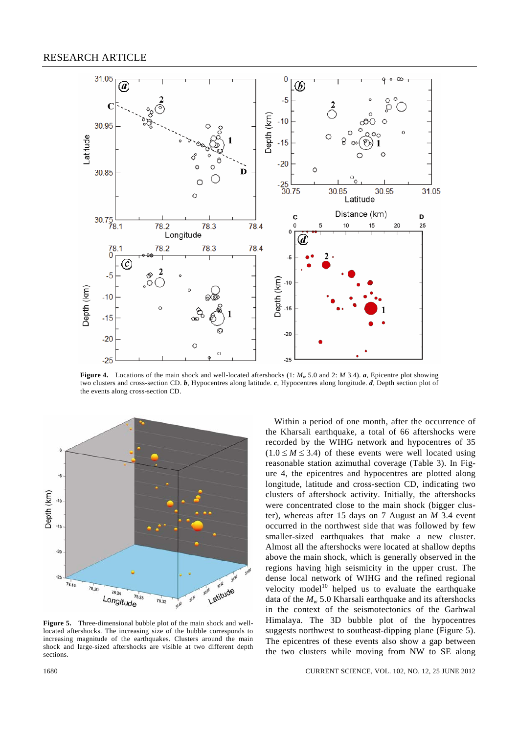**Figure 4.** Locations of the main shock and well-located aftershocks (1: $M_w$ 5.0 and 2: $M$ 3.4). ***a***, Epicentre plot showing two clusters and cross-section CD. ***b***, Hypocentres along latitude. ***c***, Hypocentres along longitude. ***d***, Depth section plot of the events along cross-section CD.

**Figure 5.** Three-dimensional bubble plot of the main shock and well-located aftershocks. The increasing size of the bubble corresponds to increasing magnitude of the earthquakes. Clusters around the main shock and large-sized aftershocks are visible at two different depth sections.

Within a period of one month, after the occurrence of the Kharsali earthquake, a total of 66 aftershocks were recorded by the WIHG network and hypocentres of 35 ($1.0 \leq M \leq 3.4$) of these events were well located using reasonable station azimuthal coverage (Table 3). In Figure 4, the epicentres and hypocentres are plotted along longitude, latitude and cross-section CD, indicating two clusters of aftershock activity. Initially, the aftershocks were concentrated close to the main shock (bigger cluster), whereas after 15 days on 7 August an $M$ 3.4 event occurred in the northwest side that was followed by few smaller-sized earthquakes that make a new cluster. Almost all the aftershocks were located at shallow depths above the main shock, which is generally observed in the regions having high seismicity in the upper crust. The dense local network of WIHG and the refined regional velocity model[10] helped us to evaluate the earthquake data of the $M_w$ 5.0 Kharsali earthquake and its aftershocks in the context of the seismotectonics of the Garhwal Himalaya. The 3D bubble plot of the hypocentres suggests northwest to southeast-dipping plane (Figure 5). The epicentres of these events also show a gap between the two clusters while moving from NW to SE along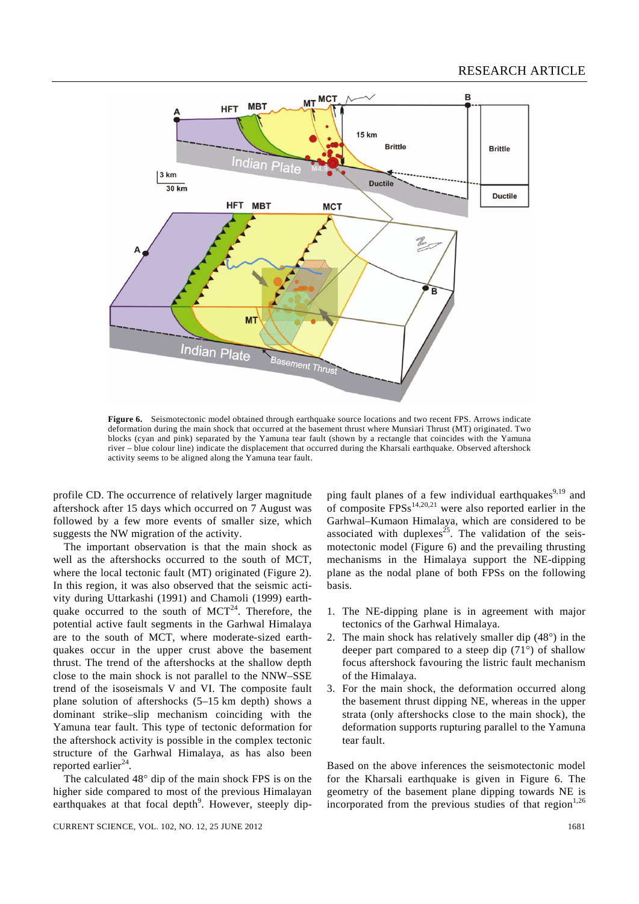**Figure 6.** Seismotectonic model obtained through earthquake source locations and two recent FPS. Arrows indicate deformation during the main shock that occurred at the basement thrust where Munsiari Thrust (MT) originated. Two blocks (cyan and pink) separated by the Yamuna tear fault (shown by a rectangle that coincides with the Yamuna river – blue colour line) indicate the displacement that occurred during the Kharsali earthquake. Observed aftershock activity seems to be aligned along the Yamuna tear fault.

profile CD. The occurrence of relatively larger magnitude aftershock after 15 days which occurred on 7 August was followed by a few more events of smaller size, which suggests the NW migration of the activity.

The important observation is that the main shock as well as the aftershocks occurred to the south of MCT, where the local tectonic fault (MT) originated (Figure 2). In this region, it was also observed that the seismic activity during Uttarkashi (1991) and Chamoli (1999) earthquake occurred to the south of MCT[24]. Therefore, the potential active fault segments in the Garhwal Himalaya are to the south of MCT, where moderate-sized earthquakes occur in the upper crust above the basement thrust. The trend of the aftershocks at the shallow depth close to the main shock is not parallel to the NNW–SSE trend of the isoseismals V and VI. The composite fault plane solution of aftershocks (5–15 km depth) shows a dominant strike–slip mechanism coinciding with the Yamuna tear fault. This type of tectonic deformation for the aftershock activity is possible in the complex tectonic structure of the Garhwal Himalaya, as has also been reported earlier[24].

The calculated 48° dip of the main shock FPS is on the higher side compared to most of the previous Himalayan earthquakes at that focal depth[9]. However, steeply dipping fault planes of a few individual earthquakes[9,19] and of composite FPSs[14,20,21] were also reported earlier in the Garhwal–Kumaon Himalaya, which are considered to be associated with duplexes[25]. The validation of the seismotectonic model (Figure 6) and the prevailing thrusting mechanisms in the Himalaya support the NE-dipping plane as the nodal plane of both FPSs on the following basis.

1. The NE-dipping plane is in agreement with major tectonics of the Garhwal Himalaya.
2. The main shock has relatively smaller dip (48°) in the deeper part compared to a steep dip (71°) of shallow focus aftershock favouring the listric fault mechanism of the Himalaya.
3. For the main shock, the deformation occurred along the basement thrust dipping NE, whereas in the upper strata (only aftershocks close to the main shock), the deformation supports rupturing parallel to the Yamuna tear fault.

Based on the above inferences the seismotectonic model for the Kharsali earthquake is given in Figure 6. The geometry of the basement plane dipping towards NE is incorporated from the previous studies of that region[1,26]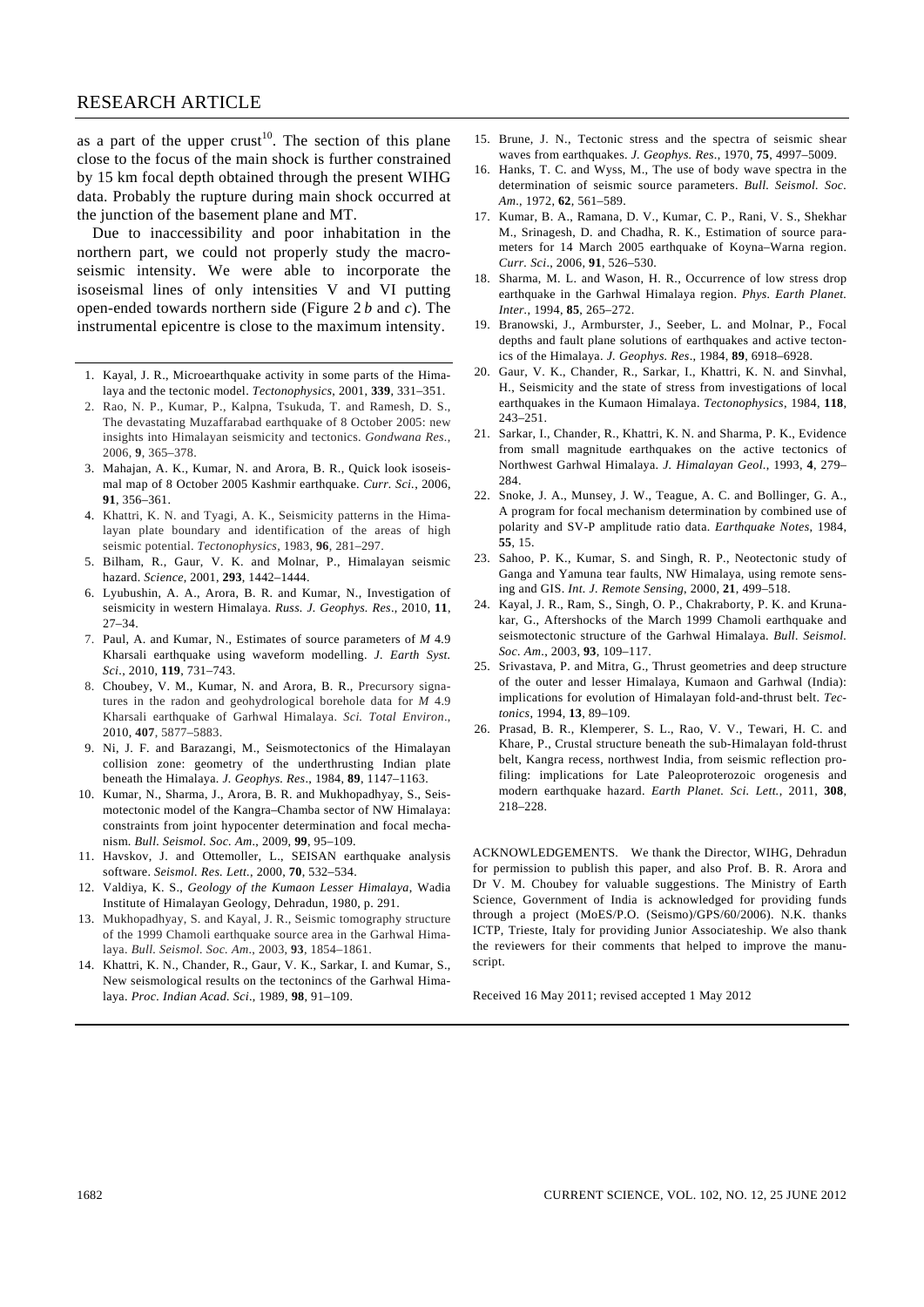as a part of the upper crust[10]. The section of this plane close to the focus of the main shock is further constrained by 15 km focal depth obtained through the present WIHG data. Probably the rupture during main shock occurred at the junction of the basement plane and MT.

Due to inaccessibility and poor inhabitation in the northern part, we could not properly study the macroseismic intensity. We were able to incorporate the isoseismal lines of only intensities V and VI putting open-ended towards northern side (Figure 2 *b* and *c*). The instrumental epicentre is close to the maximum intensity.

1. Kayal, J. R., Microearthquake activity in some parts of the Himalaya and the tectonic model. *Tectonophysics*, 2001, **339**, 331–351.
2. Rao, N. P., Kumar, P., Kalpna, Tsukuda, T. and Ramesh, D. S., The devastating Muzaffarabad earthquake of 8 October 2005: new insights into Himalayan seismicity and tectonics. *Gondwana Res.*, 2006, **9**, 365–378.
3. Mahajan, A. K., Kumar, N. and Arora, B. R., Quick look isoseismal map of 8 October 2005 Kashmir earthquake. *Curr. Sci.*, 2006, **91**, 356–361.
4. Khattri, K. N. and Tyagi, A. K., Seismicity patterns in the Himalayan plate boundary and identification of the areas of high seismic potential. *Tectonophysics*, 1983, **96**, 281–297.
5. Bilham, R., Gaur, V. K. and Molnar, P., Himalayan seismic hazard. *Science*, 2001, **293**, 1442–1444.
6. Lyubushin, A. A., Arora, B. R. and Kumar, N., Investigation of seismicity in western Himalaya. *Russ. J. Geophys. Res*., 2010, **11**, 27–34.
7. Paul, A. and Kumar, N., Estimates of source parameters of *M* 4.9 Kharsali earthquake using waveform modelling. *J. Earth Syst. Sci*., 2010, **119**, 731–743.
8. Choubey, V. M., Kumar, N. and Arora, B. R., Precursory signatures in the radon and geohydrological borehole data for *M* 4.9 Kharsali earthquake of Garhwal Himalaya. *Sci. Total Environ*., 2010, **407**, 5877–5883.
9. Ni, J. F. and Barazangi, M., Seismotectonics of the Himalayan collision zone: geometry of the underthrusting Indian plate beneath the Himalaya. *J. Geophys. Res*., 1984, **89**, 1147–1163.
10. Kumar, N., Sharma, J., Arora, B. R. and Mukhopadhyay, S., Seismotectonic model of the Kangra–Chamba sector of NW Himalaya: constraints from joint hypocenter determination and focal mechanism. *Bull. Seismol. Soc. Am*., 2009, **99**, 95–109.
11. Havskov, J. and Ottemoller, L., SEISAN earthquake analysis software. *Seismol. Res. Lett.*, 2000, **70**, 532–534.
12. Valdiya, K. S., *Geology of the Kumaon Lesser Himalaya*, Wadia Institute of Himalayan Geology, Dehradun, 1980, p. 291.
13. Mukhopadhyay, S. and Kayal, J. R., Seismic tomography structure of the 1999 Chamoli earthquake source area in the Garhwal Himalaya. *Bull. Seismol. Soc. Am.*, 2003, **93**, 1854–1861.
14. Khattri, K. N., Chander, R., Gaur, V. K., Sarkar, I. and Kumar, S., New seismological results on the tectonincs of the Garhwal Himalaya. *Proc. Indian Acad. Sci*., 1989, **98**, 91–109.
15. Brune, J. N., Tectonic stress and the spectra of seismic shear waves from earthquakes. *J. Geophys. Res.*, 1970, **75**, 4997–5009.
16. Hanks, T. C. and Wyss, M., The use of body wave spectra in the determination of seismic source parameters. *Bull. Seismol. Soc. Am*., 1972, **62**, 561–589.
17. Kumar, B. A., Ramana, D. V., Kumar, C. P., Rani, V. S., Shekhar M., Srinagesh, D. and Chadha, R. K., Estimation of source parameters for 14 March 2005 earthquake of Koyna–Warna region. *Curr. Sci*., 2006, **91**, 526–530.
18. Sharma, M. L. and Wason, H. R., Occurrence of low stress drop earthquake in the Garhwal Himalaya region. *Phys. Earth Planet. Inter.*, 1994, **85**, 265–272.
19. Branowski, J., Armburster, J., Seeber, L. and Molnar, P., Focal depths and fault plane solutions of earthquakes and active tectonics of the Himalaya. *J. Geophys. Res*., 1984, **89**, 6918–6928.
20. Gaur, V. K., Chander, R., Sarkar, I., Khattri, K. N. and Sinvhal, H., Seismicity and the state of stress from investigations of local earthquakes in the Kumaon Himalaya. *Tectonophysics*, 1984, **118**, 243–251.
21. Sarkar, I., Chander, R., Khattri, K. N. and Sharma, P. K., Evidence from small magnitude earthquakes on the active tectonics of Northwest Garhwal Himalaya. *J. Himalayan Geol*., 1993, **4**, 279–284.
22. Snoke, J. A., Munsey, J. W., Teague, A. C. and Bollinger, G. A., A program for focal mechanism determination by combined use of polarity and SV-P amplitude ratio data. *Earthquake Notes*, 1984, **55**, 15.
23. Sahoo, P. K., Kumar, S. and Singh, R. P., Neotectonic study of Ganga and Yamuna tear faults, NW Himalaya, using remote sensing and GIS. *Int. J. Remote Sensing*, 2000, **21**, 499–518.
24. Kayal, J. R., Ram, S., Singh, O. P., Chakraborty, P. K. and Krunakar, G., Aftershocks of the March 1999 Chamoli earthquake and seismotectonic structure of the Garhwal Himalaya. *Bull. Seismol. Soc. Am.*, 2003, **93**, 109–117.
25. Srivastava, P. and Mitra, G., Thrust geometries and deep structure of the outer and lesser Himalaya, Kumaon and Garhwal (India): implications for evolution of Himalayan fold-and-thrust belt. *Tectonics*, 1994, **13**, 89–109.
26. Prasad, B. R., Klemperer, S. L., Rao, V. V., Tewari, H. C. and Khare, P., Crustal structure beneath the sub-Himalayan fold-thrust belt, Kangra recess, northwest India, from seismic reflection profiling: implications for Late Paleoproterozoic orogenesis and modern earthquake hazard. *Earth Planet. Sci. Lett.*, 2011, **308**, 218–228.

ACKNOWLEDGEMENTS. We thank the Director, WIHG, Dehradun for permission to publish this paper, and also Prof. B. R. Arora and Dr V. M. Choubey for valuable suggestions. The Ministry of Earth Science, Government of India is acknowledged for providing funds through a project (MoES/P.O. (Seismo)/GPS/60/2006). N.K. thanks ICTP, Trieste, Italy for providing Junior Associateship. We also thank the reviewers for their comments that helped to improve the manuscript.

Received 16 May 2011; revised accepted 1 May 2012